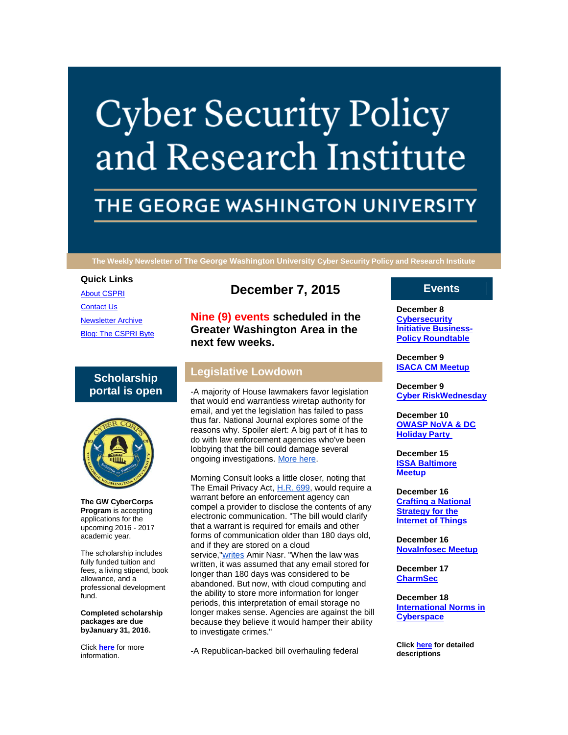# Cyber Security Policy and Research Institute

## THE GEORGE WASHINGTON UNIVERSITY

The Weekly Newsletter of The George Washington University Cyber Security Policy and Research Institute

**Quick Links**

About CSPRI

Contact Us

Newsletter Archive

Blog: The CSPRI Byte

## Scholarship portal is open

**The GW CyberCorps Program** is accepting applications for the upcoming 2016 - 2017 academic year.

The scholarship includes fully funded tuition and fees, a living stipend, book allowance, and a professional development fund.

**Completed scholarship packages are due byJanuary 31, 2016.**

Click **here** for more information.

## December 7, 2015

### Nine (9) events scheduled in the Greater Washington Area in the next few weeks.

## Legislative Lowdown

-A majority of House lawmakers favor legislation that would end warrantless wiretap authority for email, and yet the legislation has failed to pass thus far. National Journal explores some of the reasons why. Spoiler alert: A big part of it has to do with law enforcement agencies who've been lobbying that the bill could damage several ongoing investigations. More here.

Morning Consult looks a little closer, noting that The Email Privacy Act, H.R. 699, would require a warrant before an enforcement agency can compel a provider to disclose the contents of any electronic communication. "The bill would clarify that a warrant is required for emails and other forms of communication older than 180 days old, and if they are stored on a cloud service,"writes Amir Nasr. "When the law was written, it was assumed that any email stored for longer than 180 days was considered to be abandoned. But now, with cloud computing and the ability to store more information for longer periods, this interpretation of email storage no longer makes sense. Agencies are against the bill because they believe it would hamper their ability to investigate crimes."

-A Republican-backed bill overhauling federal

## Events

**December 8**
**Cybersecurity Initiative Business-Policy Roundtable**

**December 9**
**ISACA CM Meetup**

**December 9**
**Cyber RiskWednesday**

**December 10**
**OWASP NoVA & DC Holiday Party**

**December 15**
**ISSA Baltimore Meetup**

**December 16**
**Crafting a National Strategy for the Internet of Things**

**December 16**
**NovaInfosec Meetup**

**December 17**
**CharmSec**

**December 18**
**International Norms in Cyberspace**

**Click here for detailed descriptions**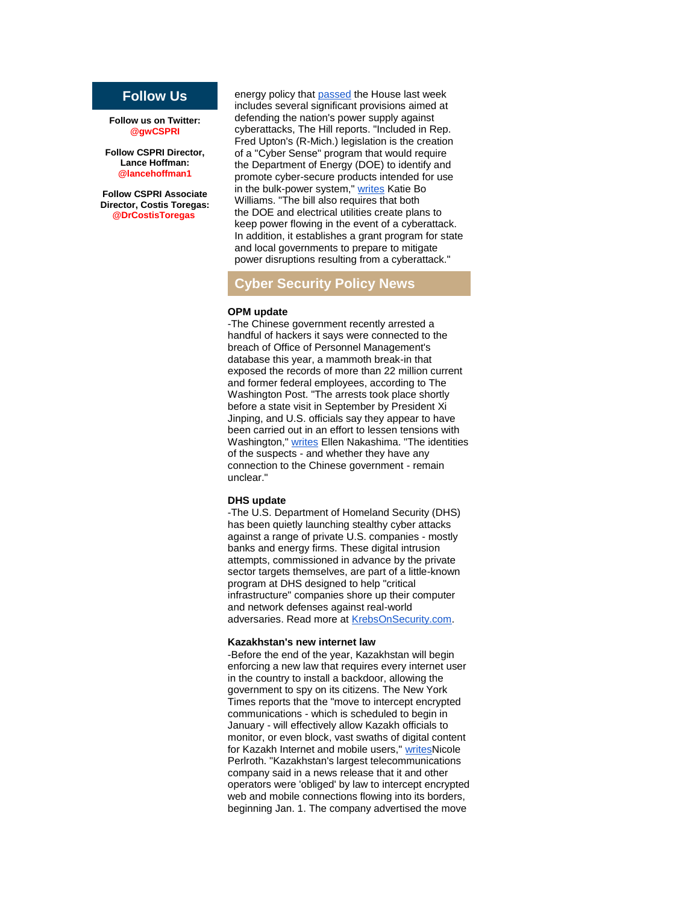## Follow Us

**Follow us on Twitter:**
**@gwCSPRI**

**Follow CSPRI Director, Lance Hoffman:**
**@lancehoffman1**

**Follow CSPRI Associate Director, Costis Toregas:**
**@DrCostisToregas**

energy policy that passed the House last week includes several significant provisions aimed at defending the nation's power supply against cyberattacks, The Hill reports. "Included in Rep. Fred Upton's (R-Mich.) legislation is the creation of a "Cyber Sense" program that would require the Department of Energy (DOE) to identify and promote cyber-secure products intended for use in the bulk-power system," writes Katie Bo Williams. "The bill also requires that both the DOE and electrical utilities create plans to keep power flowing in the event of a cyberattack. In addition, it establishes a grant program for state and local governments to prepare to mitigate power disruptions resulting from a cyberattack."

## Cyber Security Policy News

**OPM update**

-The Chinese government recently arrested a handful of hackers it says were connected to the breach of Office of Personnel Management's database this year, a mammoth break-in that exposed the records of more than 22 million current and former federal employees, according to The Washington Post. "The arrests took place shortly before a state visit in September by President Xi Jinping, and U.S. officials say they appear to have been carried out in an effort to lessen tensions with Washington," writes Ellen Nakashima. "The identities of the suspects - and whether they have any connection to the Chinese government - remain unclear."

**DHS update**

-The U.S. Department of Homeland Security (DHS) has been quietly launching stealthy cyber attacks against a range of private U.S. companies - mostly banks and energy firms. These digital intrusion attempts, commissioned in advance by the private sector targets themselves, are part of a little-known program at DHS designed to help "critical infrastructure" companies shore up their computer and network defenses against real-world adversaries. Read more at KrebsOnSecurity.com.

**Kazakhstan's new internet law**

-Before the end of the year, Kazakhstan will begin enforcing a new law that requires every internet user in the country to install a backdoor, allowing the government to spy on its citizens. The New York Times reports that the "move to intercept encrypted communications - which is scheduled to begin in January - will effectively allow Kazakh officials to monitor, or even block, vast swaths of digital content for Kazakh Internet and mobile users," writesNicole Perlroth. "Kazakhstan's largest telecommunications company said in a news release that it and other operators were 'obliged' by law to intercept encrypted web and mobile connections flowing into its borders, beginning Jan. 1. The company advertised the move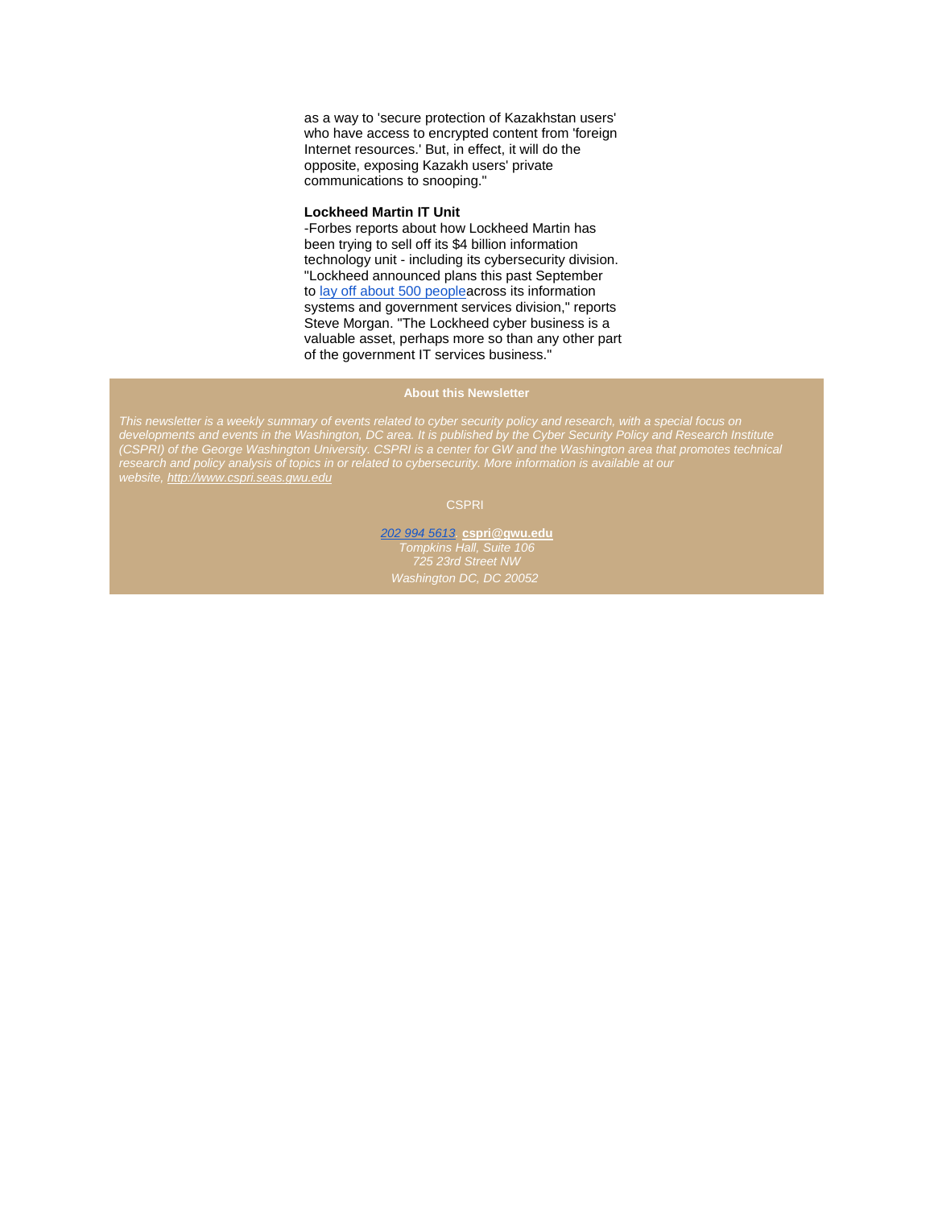as a way to 'secure protection of Kazakhstan users' who have access to encrypted content from 'foreign Internet resources.' But, in effect, it will do the opposite, exposing Kazakh users' private communications to snooping."

**Lockheed Martin IT Unit**

-Forbes reports about how Lockheed Martin has been trying to sell off its $4 billion information technology unit - including its cybersecurity division. "Lockheed announced plans this past September to lay off about 500 peopleacross its information systems and government services division," reports Steve Morgan. "The Lockheed cyber business is a valuable asset, perhaps more so than any other part of the government IT services business."

**About this Newsletter**

*This newsletter is a weekly summary of events related to cyber security policy and research, with a special focus on developments and events in the Washington, DC area. It is published by the Cyber Security Policy and Research Institute (CSPRI) of the George Washington University. CSPRI is a center for GW and the Washington area that promotes technical research and policy analysis of topics in or related to cybersecurity. More information is available at our website, http://www.cspri.seas.gwu.edu*

CSPRI

*202 994 5613* **cspri@gwu.edu**
*Tompkins Hall, Suite 106*
*725 23rd Street NW*
*Washington DC, DC 20052*